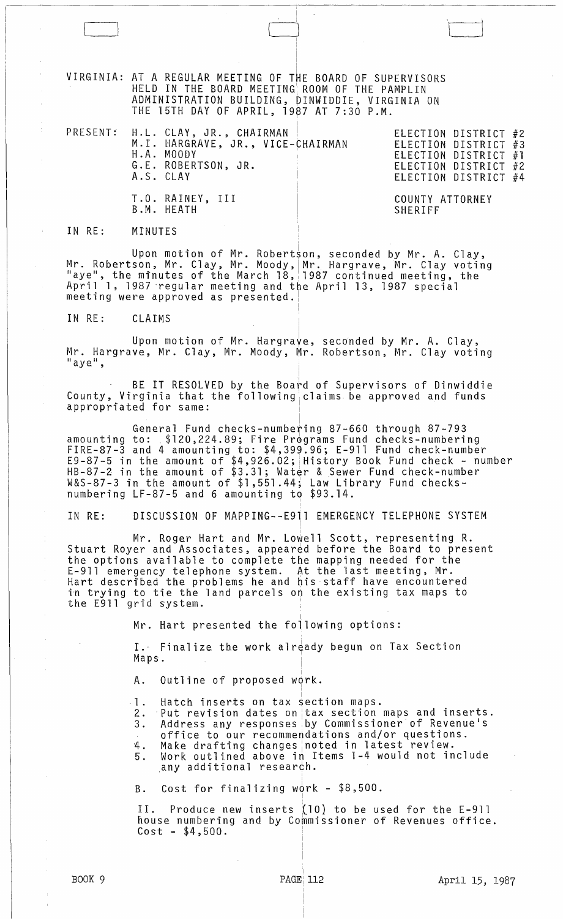VIRGINIA: AT A REGULAR MEETING OF THE BOARD OF SUPERVISORS HELD IN THE BOARD MEETING ROOM OF THE PAMPLIN ADMINISTRATION BUILDING, DINWIDDIE, VIRGINIA ON THE 15TH DAY OF APRIL, 1987 AT 7:30 P.M.

| PRESENT: | | |
|---|---|---|
| | H.L. CLAY, JR., CHAIRMAN | ELECTION DISTRICT #2 |
| | M.I. HARGRAVE, JR., VICE-CHAIRMAN | ELECTION DISTRICT #3 |
| | H.A. MOODY | ELECTION DISTRICT #1 |
| | G.E. ROBERTSON, JR. | ELECTION DISTRICT #2 |
| | A.S. CLAY | ELECTION DISTRICT #4 |
| | T.O. RAINEY, III | COUNTY ATTORNEY |
| | B.M. HEATH | SHERIFF |

IN RE: MINUTES

Upon motion of Mr. Robertson, seconded by Mr. A. Clay, Mr. Robertson, Mr. Clay, Mr. Moody, Mr. Hargrave, Mr. Clay voting "aye", the minutes of the March 18, 1987 continued meeting, the April 1, 1987 regular meeting and the April 13, 1987 special meeting were approved as presented.

IN RE: CLAIMS

Upon motion of Mr. Hargrave, seconded by Mr. A. Clay, Mr. Hargrave, Mr. Clay, Mr. Moody, Mr. Robertson, Mr. Clay voting "aye",

BE IT RESOLVED by the Board of Supervisors of Dinwiddie County, Virginia that the following claims be approved and funds appropriated for same:

General Fund checks-numbering 87-660 through 87-793 amounting to: $120,224.89; Fire Programs Fund checks-numbering FIRE-87-3 and 4 amounting to: $4,399.96; E-911 Fund check-number E9-87-5 in the amount of $4,926.02; History Book Fund check - number HB-87-2 in the amount of $3.31; Water & Sewer Fund check-number W&S-87-3 in the amount of $1,551.44; Law Library Fund checks-numbering LF-87-5 and 6 amounting to $93.14.

IN RE: DISCUSSION OF MAPPING--E911 EMERGENCY TELEPHONE SYSTEM

Mr. Roger Hart and Mr. Lowell Scott, representing R. Stuart Royer and Associates, appeared before the Board to present the options available to complete the mapping needed for the E-911 emergency telephone system. At the last meeting, Mr. Hart described the problems he and his staff have encountered in trying to tie the land parcels on the existing tax maps to the E911 grid system.

Mr. Hart presented the following options:

I. Finalize the work already begun on Tax Section Maps.

A. Outline of proposed work.

1. Hatch inserts on tax section maps.
2. Put revision dates on tax section maps and inserts.
3. Address any responses by Commissioner of Revenue's office to our recommendations and/or questions.
4. Make drafting changes noted in latest review.
5. Work outlined above in Items 1-4 would not include any additional research.

B. Cost for finalizing work - $8,500.

II. Produce new inserts (10) to be used for the E-911 house numbering and by Commissioner of Revenues office. Cost - $4,500.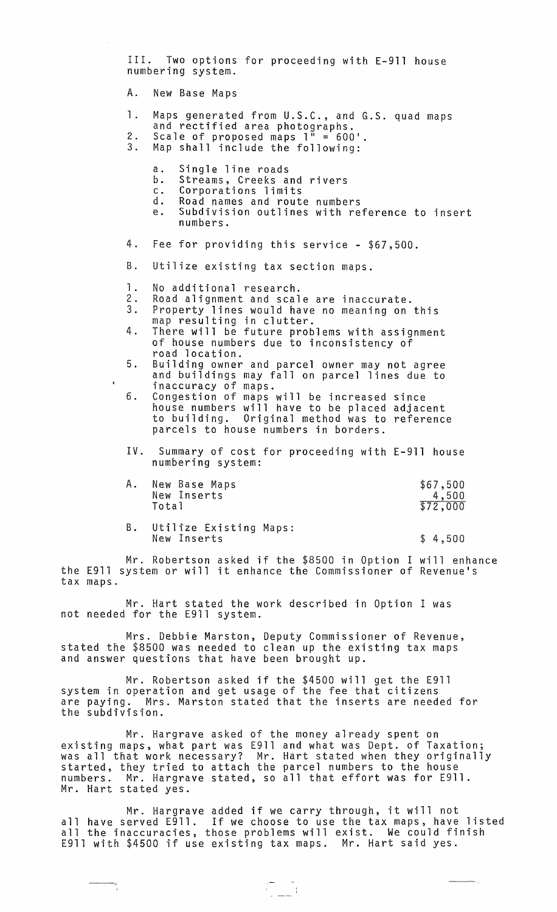III. Two options for proceeding with E-911 house numbering system.

A. New Base Maps

1. Maps generated from U.S.C., and G.S. quad maps and rectified area photographs.
2. Scale of proposed maps 1" = 600'.
3. Map shall include the following:

   a. Single line roads
   b. Streams, Creeks and rivers
   c. Corporations limits
   d. Road names and route numbers
   e. Subdivision outlines with reference to insert numbers.

4. Fee for providing this service - $67,500.

B. Utilize existing tax section maps.

1. No additional research.
2. Road alignment and scale are inaccurate.
3. Property lines would have no meaning on this map resulting in clutter.
4. There will be future problems with assignment of house numbers due to inconsistency of road location.
5. Building owner and parcel owner may not agree and buildings may fall on parcel lines due to inaccuracy of maps.
6. Congestion of maps will be increased since house numbers will have to be placed adjacent to building. Original method was to reference parcels to house numbers in borders.

IV. Summary of cost for proceeding with E-911 house numbering system:

| | | |
|---|---|---|
| A. | New Base Maps | $67,500 |
| | New Inserts | 4,500 |
| | Total | $72,000 |
| B. | Utilize Existing Maps: | |
| | New Inserts | $ 4,500 |

Mr. Robertson asked if the $8500 in Option I will enhance the E911 system or will it enhance the Commissioner of Revenue's tax maps.

Mr. Hart stated the work described in Option I was not needed for the E911 system.

Mrs. Debbie Marston, Deputy Commissioner of Revenue, stated the $8500 was needed to clean up the existing tax maps and answer questions that have been brought up.

Mr. Robertson asked if the $4500 will get the E911 system in operation and get usage of the fee that citizens are paying. Mrs. Marston stated that the inserts are needed for the subdivision.

Mr. Hargrave asked of the money already spent on existing maps, what part was E911 and what was Dept. of Taxation; was all that work necessary? Mr. Hart stated when they originally started, they tried to attach the parcel numbers to the house numbers. Mr. Hargrave stated, so all that effort was for E911. Mr. Hart stated yes.

Mr. Hargrave added if we carry through, it will not all have served E911. If we choose to use the tax maps, have listed all the inaccuracies, those problems will exist. We could finish E911 with $4500 if use existing tax maps. Mr. Hart said yes.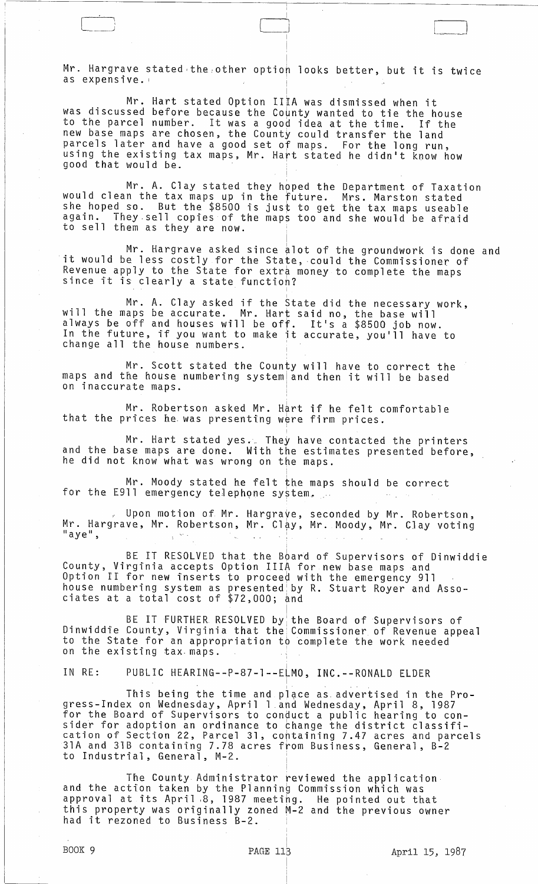Mr. Hargrave stated the other option looks better, but it is twice as expensive.

Mr. Hart stated Option IIIA was dismissed when it was discussed before because the County wanted to tie the house to the parcel number. It was a good idea at the time. If the new base maps are chosen, the County could transfer the land parcels later and have a good set of maps. For the long run, using the existing tax maps, Mr. Hart stated he didn't know how good that would be.

Mr. A. Clay stated they hoped the Department of Taxation would clean the tax maps up in the future. Mrs. Marston stated she hoped so. But the $8500 is just to get the tax maps useable again. They sell copies of the maps too and she would be afraid to sell them as they are now.

Mr. Hargrave asked since alot of the groundwork is done and it would be less costly for the State, could the Commissioner of Revenue apply to the State for extra money to complete the maps since it is clearly a state function?

Mr. A. Clay asked if the State did the necessary work, will the maps be accurate. Mr. Hart said no, the base will always be off and houses will be off. It's a $8500 job now. In the future, if you want to make it accurate, you'll have to change all the house numbers.

Mr. Scott stated the County will have to correct the maps and the house numbering system and then it will be based on inaccurate maps.

Mr. Robertson asked Mr. Hart if he felt comfortable that the prices he was presenting were firm prices.

Mr. Hart stated yes. They have contacted the printers and the base maps are done. With the estimates presented before, he did not know what was wrong on the maps.

Mr. Moody stated he felt the maps should be correct for the E911 emergency telephone system.

Upon motion of Mr. Hargrave, seconded by Mr. Robertson, Mr. Hargrave, Mr. Robertson, Mr. Clay, Mr. Moody, Mr. Clay voting "aye",

BE IT RESOLVED that the Board of Supervisors of Dinwiddie County, Virginia accepts Option IIIA for new base maps and Option II for new inserts to proceed with the emergency 911 house numbering system as presented by R. Stuart Royer and Associates at a total cost of $72,000; and

BE IT FURTHER RESOLVED by the Board of Supervisors of Dinwiddie County, Virginia that the Commissioner of Revenue appeal to the State for an appropriation to complete the work needed on the existing tax maps.

IN RE: PUBLIC HEARING--P-87-1--ELMO, INC.--RONALD ELDER

This being the time and place as advertised in the Progress-Index on Wednesday, April 1 and Wednesday, April 8, 1987 for the Board of Supervisors to conduct a public hearing to consider for adoption an ordinance to change the district classification of Section 22, Parcel 31, containing 7.47 acres and parcels 31A and 31B containing 7.78 acres from Business, General, B-2 to Industrial, General, M-2.

The County Administrator reviewed the application and the action taken by the Planning Commission which was approval at its April 8, 1987 meeting. He pointed out that this property was originally zoned M-2 and the previous owner had it rezoned to Business B-2.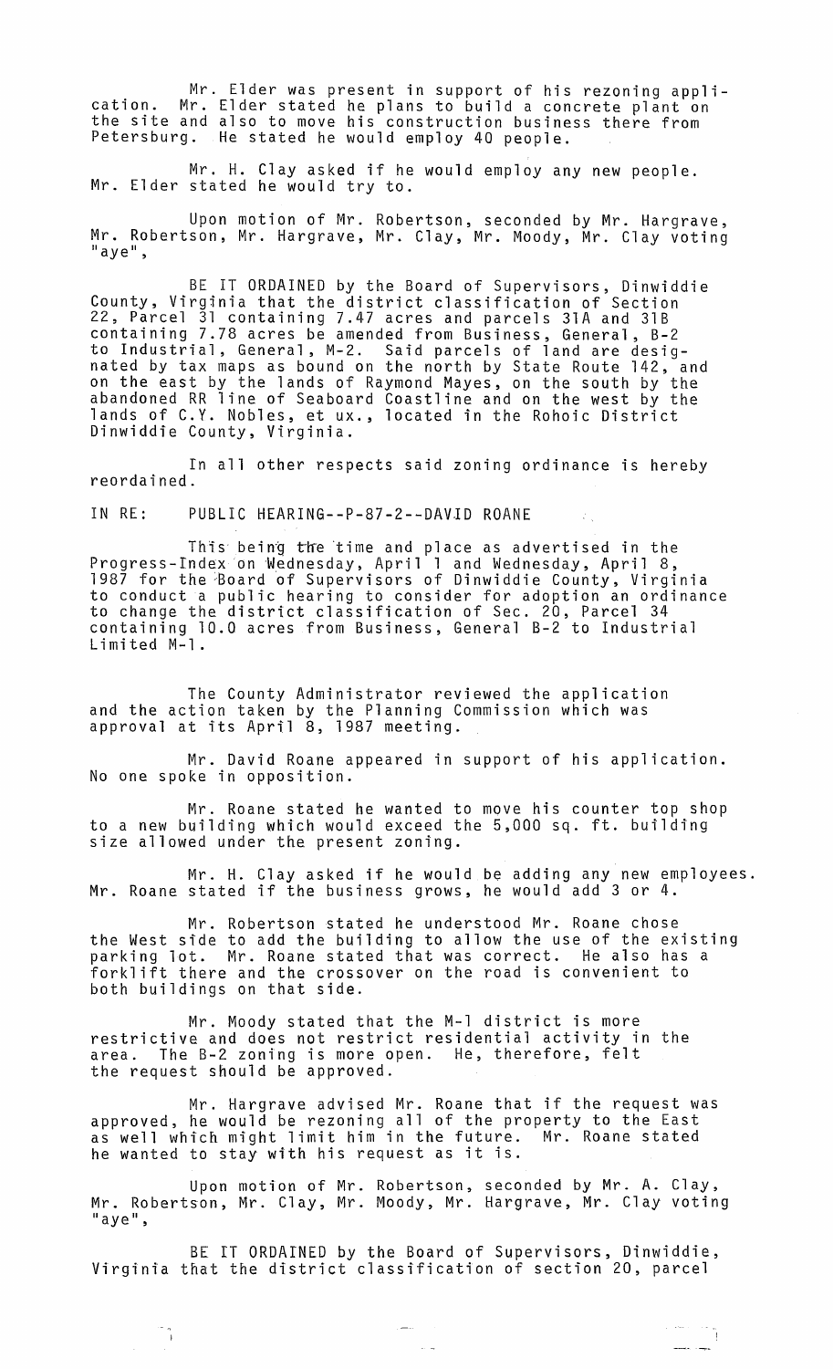Mr. Elder was present in support of his rezoning application. Mr. Elder stated he plans to build a concrete plant on the site and also to move his construction business there from Petersburg. He stated he would employ 40 people.

Mr. H. Clay asked if he would employ any new people. Mr. Elder stated he would try to.

Upon motion of Mr. Robertson, seconded by Mr. Hargrave, Mr. Robertson, Mr. Hargrave, Mr. Clay, Mr. Moody, Mr. Clay voting "aye",

BE IT ORDAINED by the Board of Supervisors, Dinwiddie County, Virginia that the district classification of Section 22, Parcel 31 containing 7.47 acres and parcels 31A and 31B containing 7.78 acres be amended from Business, General, B-2 to Industrial, General, M-2. Said parcels of land are designated by tax maps as bound on the north by State Route 142, and on the east by the lands of Raymond Mayes, on the south by the abandoned RR line of Seaboard Coastline and on the west by the lands of C.Y. Nobles, et ux., located in the Rohoic District Dinwiddie County, Virginia.

In all other respects said zoning ordinance is hereby reordained.

IN RE: PUBLIC HEARING--P-87-2--DAVID ROANE

This being the time and place as advertised in the Progress-Index on Wednesday, April 1 and Wednesday, April 8, 1987 for the Board of Supervisors of Dinwiddie County, Virginia to conduct a public hearing to consider for adoption an ordinance to change the district classification of Sec. 20, Parcel 34 containing 10.0 acres from Business, General B-2 to Industrial Limited M-1.

The County Administrator reviewed the application and the action taken by the Planning Commission which was approval at its April 8, 1987 meeting.

Mr. David Roane appeared in support of his application. No one spoke in opposition.

Mr. Roane stated he wanted to move his counter top shop to a new building which would exceed the 5,000 sq. ft. building size allowed under the present zoning.

Mr. H. Clay asked if he would be adding any new employees. Mr. Roane stated if the business grows, he would add 3 or 4.

Mr. Robertson stated he understood Mr. Roane chose the West side to add the building to allow the use of the existing parking lot. Mr. Roane stated that was correct. He also has a forklift there and the crossover on the road is convenient to both buildings on that side.

Mr. Moody stated that the M-1 district is more restrictive and does not restrict residential activity in the area. The B-2 zoning is more open. He, therefore, felt the request should be approved.

Mr. Hargrave advised Mr. Roane that if the request was approved, he would be rezoning all of the property to the East as well which might limit him in the future. Mr. Roane stated he wanted to stay with his request as it is.

Upon motion of Mr. Robertson, seconded by Mr. A. Clay, Mr. Robertson, Mr. Clay, Mr. Moody, Mr. Hargrave, Mr. Clay voting "aye",

BE IT ORDAINED by the Board of Supervisors, Dinwiddie, Virginia that the district classification of section 20, parcel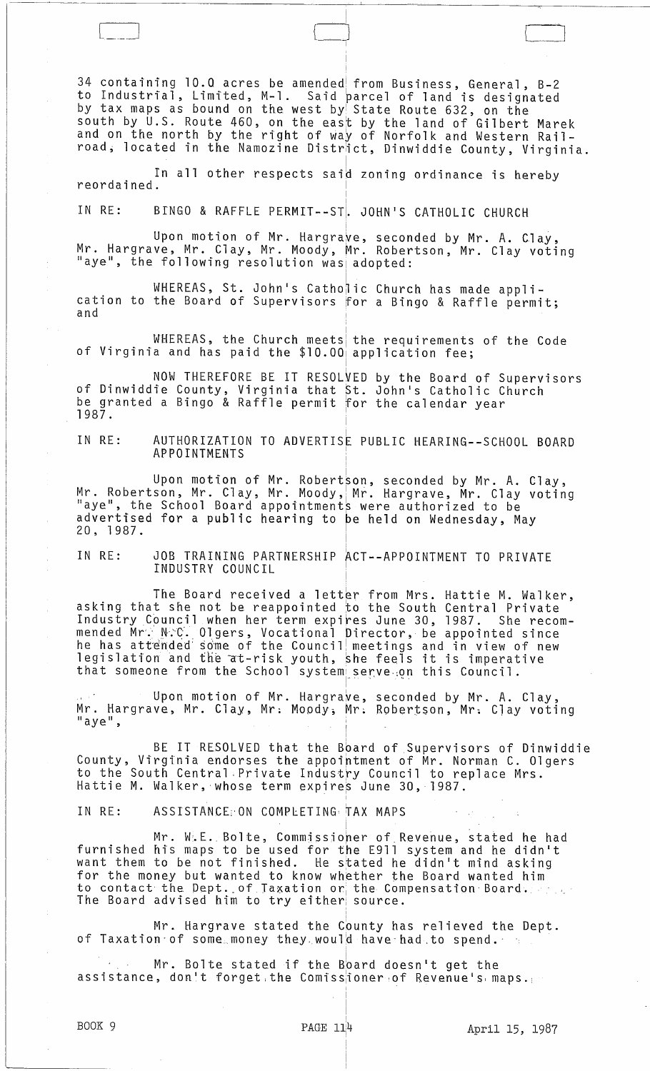34 containing 10.0 acres be amended from Business, General, B-2 to Industrial, Limited, M-1. Said parcel of land is designated by tax maps as bound on the west by State Route 632, on the south by U.S. Route 460, on the east by the land of Gilbert Marek and on the north by the right of way of Norfolk and Western Railroad, located in the Namozine District, Dinwiddie County, Virginia.

In all other respects said zoning ordinance is hereby reordained.

IN RE: BINGO & RAFFLE PERMIT--ST. JOHN'S CATHOLIC CHURCH

Upon motion of Mr. Hargrave, seconded by Mr. A. Clay, Mr. Hargrave, Mr. Clay, Mr. Moody, Mr. Robertson, Mr. Clay voting "aye", the following resolution was adopted:

WHEREAS, St. John's Catholic Church has made application to the Board of Supervisors for a Bingo & Raffle permit; and

WHEREAS, the Church meets the requirements of the Code of Virginia and has paid the $10.00 application fee;

NOW THEREFORE BE IT RESOLVED by the Board of Supervisors of Dinwiddie County, Virginia that St. John's Catholic Church be granted a Bingo & Raffle permit for the calendar year 1987.

IN RE: AUTHORIZATION TO ADVERTISE PUBLIC HEARING--SCHOOL BOARD APPOINTMENTS

Upon motion of Mr. Robertson, seconded by Mr. A. Clay, Mr. Robertson, Mr. Clay, Mr. Moody, Mr. Hargrave, Mr. Clay voting "aye", the School Board appointments were authorized to be advertised for a public hearing to be held on Wednesday, May 20, 1987.

IN RE: JOB TRAINING PARTNERSHIP ACT--APPOINTMENT TO PRIVATE INDUSTRY COUNCIL

The Board received a letter from Mrs. Hattie M. Walker, asking that she not be reappointed to the South Central Private Industry Council when her term expires June 30, 1987. She recommended Mr. N.C. Olgers, Vocational Director, be appointed since he has attended some of the Council meetings and in view of new legislation and the at-risk youth, she feels it is imperative that someone from the School system serve on this Council.

Upon motion of Mr. Hargrave, seconded by Mr. A. Clay, Mr. Hargrave, Mr. Clay, Mr. Moody, Mr. Robertson, Mr. Clay voting "aye",

BE IT RESOLVED that the Board of Supervisors of Dinwiddie County, Virginia endorses the appointment of Mr. Norman C. Olgers to the South Central Private Industry Council to replace Mrs. Hattie M. Walker, whose term expires June 30, 1987.

IN RE: ASSISTANCE ON COMPLETING TAX MAPS

Mr. W.E. Bolte, Commissioner of Revenue, stated he had furnished his maps to be used for the E911 system and he didn't want them to be not finished. He stated he didn't mind asking for the money but wanted to know whether the Board wanted him to contact the Dept. of Taxation or the Compensation Board. The Board advised him to try either source.

Mr. Hargrave stated the County has relieved the Dept. of Taxation of some money they would have had to spend.

Mr. Bolte stated if the Board doesn't get the assistance, don't forget the Comissioner of Revenue's maps.

BOOK 9 PAGE 114 April 15, 1987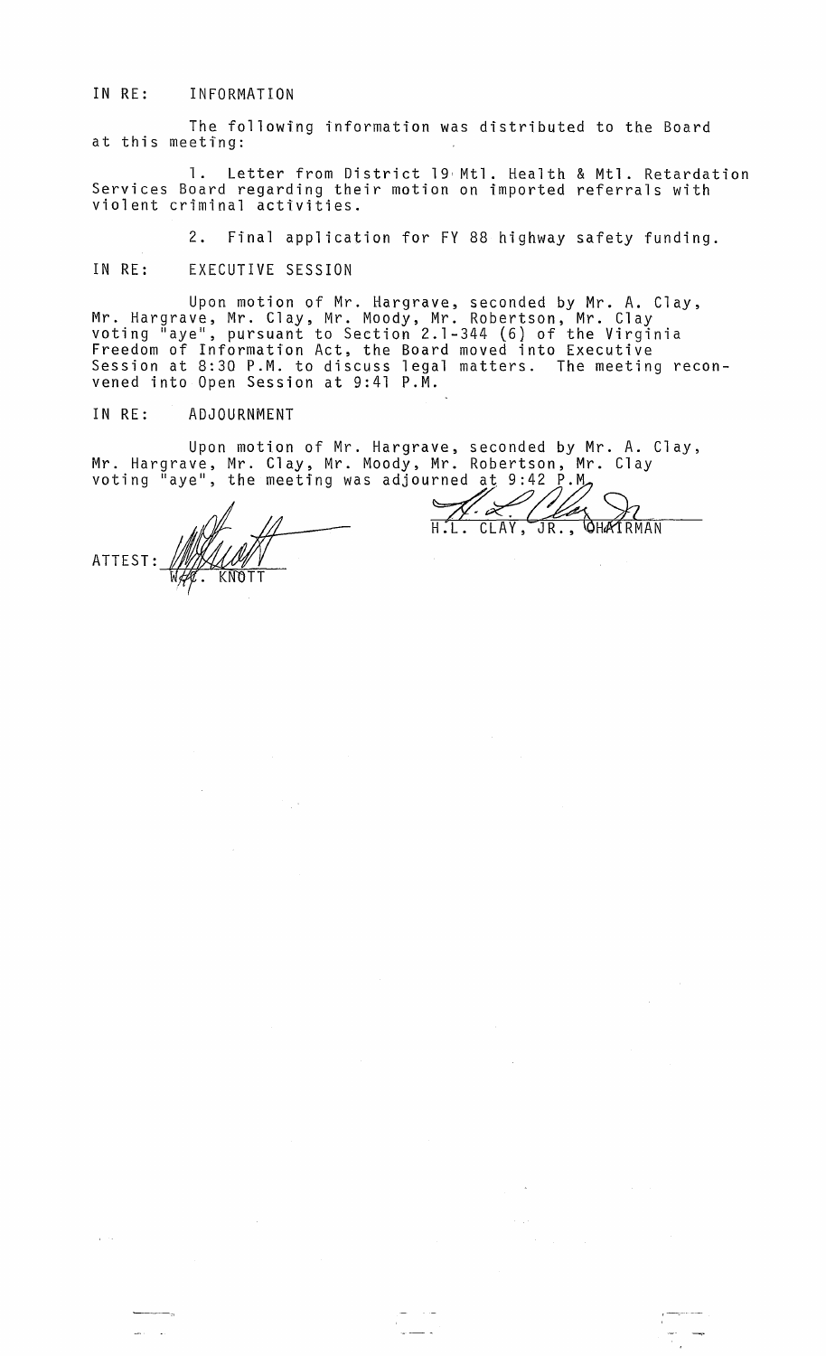IN RE: INFORMATION

The following information was distributed to the Board at this meeting:

1. Letter from District 19 Mtl. Health & Mtl. Retardation Services Board regarding their motion on imported referrals with violent criminal activities.

2. Final application for FY 88 highway safety funding.

IN RE: EXECUTIVE SESSION

Upon motion of Mr. Hargrave, seconded by Mr. A. Clay, Mr. Hargrave, Mr. Clay, Mr. Moody, Mr. Robertson, Mr. Clay voting "aye", pursuant to Section 2.1-344 (6) of the Virginia Freedom of Information Act, the Board moved into Executive Session at 8:30 P.M. to discuss legal matters. The meeting reconvened into Open Session at 9:41 P.M.

IN RE: ADJOURNMENT

Upon motion of Mr. Hargrave, seconded by Mr. A. Clay, Mr. Hargrave, Mr. Clay, Mr. Moody, Mr. Robertson, Mr. Clay voting "aye", the meeting was adjourned at 9:42 P.M.

H.L. CLAY, JR., CHAIRMAN

ATTEST: W.C. KNOTT